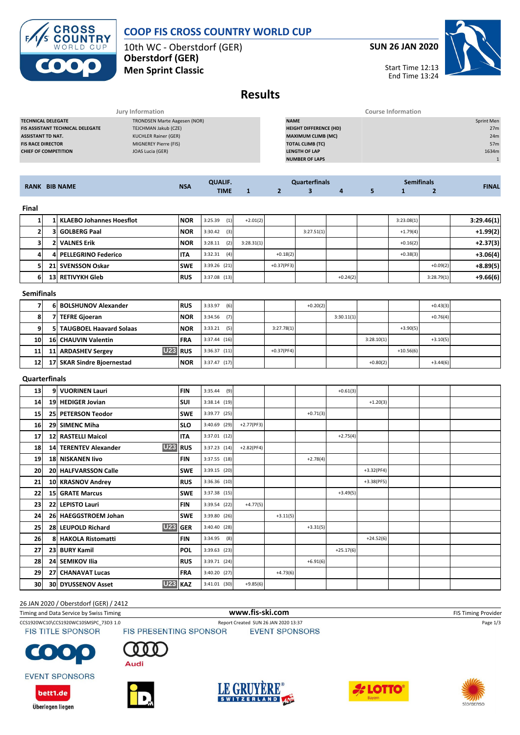# COOP FIS CROSS COUNTRY WORLD CUP

10th WC - Oberstdorf (GER)

**Oberstdorf (GER)**

**Men Sprint Classic**

**SUN 26 JAN 2020**

Start Time 12:13
End Time 13:24

## Results

| Jury Information | |
|---|---|
| TECHNICAL DELEGATE | TRONDSEN Marte Aagesen (NOR) |
| FIS ASSISTANT TECHNICAL DELEGATE | TEJCHMAN Jakub (CZE) |
| ASSISTANT TD NAT. | KUCHLER Rainer (GER) |
| FIS RACE DIRECTOR | MIGNEREY Pierre (FIS) |
| CHIEF OF COMPETITION | JOAS Lucia (GER) |

| Course Information | |
|---|---|
| NAME | Sprint Men |
| HEIGHT DIFFERENCE (HD) | 27m |
| MAXIMUM CLIMB (MC) | 24m |
| TOTAL CLIMB (TC) | 57m |
| LENGTH OF LAP | 1634m |
| NUMBER OF LAPS | 1 |

| RANK | BIB | NAME | | NSA | QUALIF. TIME | Quarterfinals 1 | 2 | 3 | 4 | 5 | Semifinals 1 | 2 | FINAL |
|---|---|---|---|---|---|---|---|---|---|---|---|---|---|
| **Final** | | | | | | | | | | | | | |
| 1 | 1 | KLAEBO Johannes Hoesflot | | NOR | 3:25.39 (1) | +2.01(2) | | | | | 3:23.08(1) | | 3:29.46(1) |
| 2 | 3 | GOLBERG Paal | | NOR | 3:30.42 (3) | | | 3:27.51(1) | | | +1.79(4) | | +1.99(2) |
| 3 | 2 | VALNES Erik | | NOR | 3:28.11 (2) | 3:28.31(1) | | | | | +0.16(2) | | +2.37(3) |
| 4 | 4 | PELLEGRINO Federico | | ITA | 3:32.31 (4) | | +0.18(2) | | | | +0.38(3) | | +3.06(4) |
| 5 | 21 | SVENSSON Oskar | | SWE | 3:39.26 (21) | | +0.37(PF3) | | | | | +0.09(2) | +8.89(5) |
| 6 | 13 | RETIVYKH Gleb | | RUS | 3:37.08 (13) | | | | +0.24(2) | | | 3:28.79(1) | +9.66(6) |
| **Semifinals** | | | | | | | | | | | | | |
| 7 | 6 | BOLSHUNOV Alexander | | RUS | 3:33.97 (6) | | | +0.20(2) | | | | +0.43(3) | |
| 8 | 7 | TEFRE Gjoeran | | NOR | 3:34.56 (7) | | | | 3:30.11(1) | | | +0.76(4) | |
| 9 | 5 | TAUGBOEL Haavard Solaas | | NOR | 3:33.21 (5) | | 3:27.78(1) | | | | +3.90(5) | | |
| 10 | 16 | CHAUVIN Valentin | | FRA | 3:37.44 (16) | | | | | 3:28.10(1) | | +3.10(5) | |
| 11 | 11 | ARDASHEV Sergey | U23 | RUS | 3:36.37 (11) | | +0.37(PF4) | | | | +10.56(6) | | |
| 12 | 17 | SKAR Sindre Bjoernestad | | NOR | 3:37.47 (17) | | | | | +0.80(2) | | +3.44(6) | |
| **Quarterfinals** | | | | | | | | | | | | | |
| 13 | 9 | VUORINEN Lauri | | FIN | 3:35.44 (9) | | | | +0.61(3) | | | | |
| 14 | 19 | HEDIGER Jovian | | SUI | 3:38.14 (19) | | | | | +1.20(3) | | | |
| 15 | 25 | PETERSON Teodor | | SWE | 3:39.77 (25) | | | +0.71(3) | | | | | |
| 16 | 29 | SIMENC Miha | | SLO | 3:40.69 (29) | +2.77(PF3) | | | | | | | |
| 17 | 12 | RASTELLI Maicol | | ITA | 3:37.01 (12) | | | | +2.75(4) | | | | |
| 18 | 14 | TERENTEV Alexander | U23 | RUS | 3:37.23 (14) | +2.82(PF4) | | | | | | | |
| 19 | 18 | NISKANEN Iivo | | FIN | 3:37.55 (18) | | | +2.78(4) | | | | | |
| 20 | 20 | HALFVARSSON Calle | | SWE | 3:39.15 (20) | | | | | +3.32(PF4) | | | |
| 21 | 10 | KRASNOV Andrey | | RUS | 3:36.36 (10) | | | | | +3.38(PF5) | | | |
| 22 | 15 | GRATE Marcus | | SWE | 3:37.38 (15) | | | | +3.49(5) | | | | |
| 23 | 22 | LEPISTO Lauri | | FIN | 3:39.54 (22) | +4.77(5) | | | | | | | |
| 24 | 26 | HAEGGSTROEM Johan | | SWE | 3:39.80 (26) | | +3.11(5) | | | | | | |
| 25 | 28 | LEUPOLD Richard | U23 | GER | 3:40.40 (28) | | | +3.31(5) | | | | | |
| 26 | 8 | HAKOLA Ristomatti | | FIN | 3:34.95 (8) | | | | | +24.52(6) | | | |
| 27 | 23 | BURY Kamil | | POL | 3:39.63 (23) | | | | +25.17(6) | | | | |
| 28 | 24 | SEMIKOV Ilia | | RUS | 3:39.71 (24) | | | +6.91(6) | | | | | |
| 29 | 27 | CHANAVAT Lucas | | FRA | 3:40.20 (27) | | +4.73(6) | | | | | | |
| 30 | 30 | DYUSSENOV Asset | U23 | KAZ | 3:41.01 (30) | +9.85(6) | | | | | | | |

26 JAN 2020 / Oberstdorf (GER) / 2412

Timing and Data Service by Swiss Timing — www.fis-ski.com — FIS Timing Provider

CCS1920WC10\CCS1920WC10SMSPC_73D3 1.0 — Report Created SUN 26 JAN 2020 13:37

FIS TITLE SPONSOR — FIS PRESENTING SPONSOR — EVENT SPONSORS

EVENT SPONSORS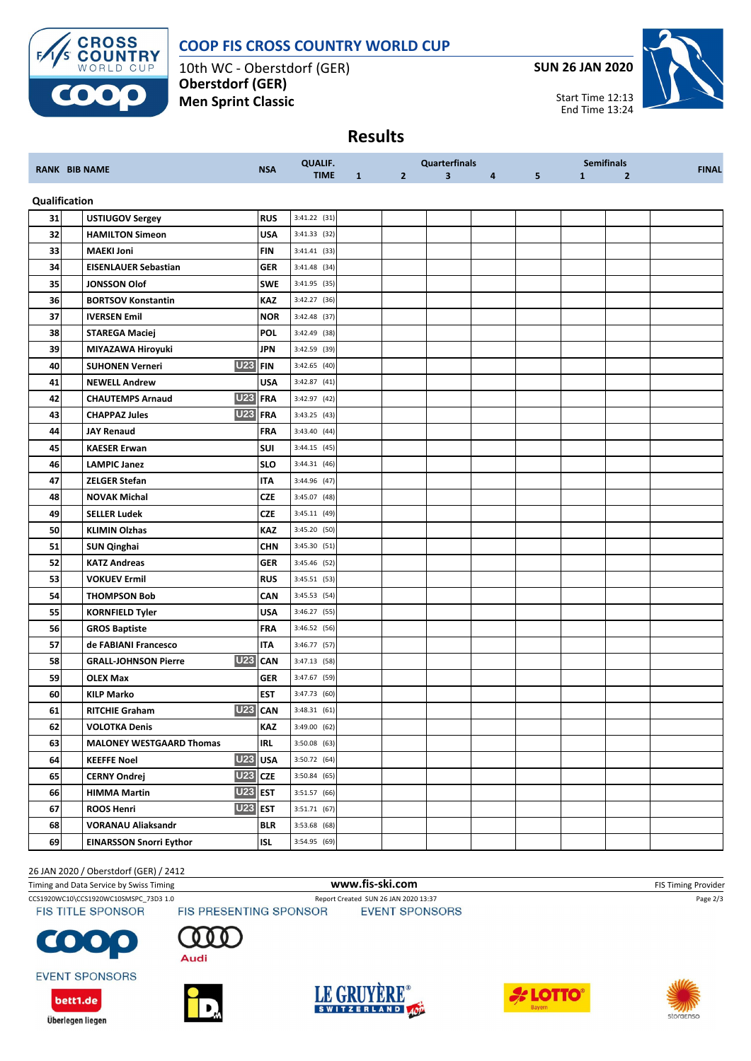# COOP FIS CROSS COUNTRY WORLD CUP

10th WC - Oberstdorf (GER)

**Oberstdorf (GER)**

**Men Sprint Classic**

**SUN 26 JAN 2020**

Start Time 12:13
End Time 13:24

## Results

| RANK | BIB | NAME | | NSA | QUALIF. TIME | Quarterfinals 1 | 2 | 3 | 4 | 5 | Semifinals 1 | 2 | FINAL |
|---|---|---|---|---|---|---|---|---|---|---|---|---|---|
| **Qualification** | | | | | | | | | | | | | |
| 31 | | USTIUGOV Sergey | | RUS | 3:41.22 (31) | | | | | | | | |
| 32 | | HAMILTON Simeon | | USA | 3:41.33 (32) | | | | | | | | |
| 33 | | MAEKI Joni | | FIN | 3:41.41 (33) | | | | | | | | |
| 34 | | EISENLAUER Sebastian | | GER | 3:41.48 (34) | | | | | | | | |
| 35 | | JONSSON Olof | | SWE | 3:41.95 (35) | | | | | | | | |
| 36 | | BORTSOV Konstantin | | KAZ | 3:42.27 (36) | | | | | | | | |
| 37 | | IVERSEN Emil | | NOR | 3:42.48 (37) | | | | | | | | |
| 38 | | STAREGA Maciej | | POL | 3:42.49 (38) | | | | | | | | |
| 39 | | MIYAZAWA Hiroyuki | | JPN | 3:42.59 (39) | | | | | | | | |
| 40 | | SUHONEN Verneri | U23 | FIN | 3:42.65 (40) | | | | | | | | |
| 41 | | NEWELL Andrew | | USA | 3:42.87 (41) | | | | | | | | |
| 42 | | CHAUTEMPS Arnaud | U23 | FRA | 3:42.97 (42) | | | | | | | | |
| 43 | | CHAPPAZ Jules | U23 | FRA | 3:43.25 (43) | | | | | | | | |
| 44 | | JAY Renaud | | FRA | 3:43.40 (44) | | | | | | | | |
| 45 | | KAESER Erwan | | SUI | 3:44.15 (45) | | | | | | | | |
| 46 | | LAMPIC Janez | | SLO | 3:44.31 (46) | | | | | | | | |
| 47 | | ZELGER Stefan | | ITA | 3:44.96 (47) | | | | | | | | |
| 48 | | NOVAK Michal | | CZE | 3:45.07 (48) | | | | | | | | |
| 49 | | SELLER Ludek | | CZE | 3:45.11 (49) | | | | | | | | |
| 50 | | KLIMIN Olzhas | | KAZ | 3:45.20 (50) | | | | | | | | |
| 51 | | SUN Qinghai | | CHN | 3:45.30 (51) | | | | | | | | |
| 52 | | KATZ Andreas | | GER | 3:45.46 (52) | | | | | | | | |
| 53 | | VOKUEV Ermil | | RUS | 3:45.51 (53) | | | | | | | | |
| 54 | | THOMPSON Bob | | CAN | 3:45.53 (54) | | | | | | | | |
| 55 | | KORNFIELD Tyler | | USA | 3:46.27 (55) | | | | | | | | |
| 56 | | GROS Baptiste | | FRA | 3:46.52 (56) | | | | | | | | |
| 57 | | de FABIANI Francesco | | ITA | 3:46.77 (57) | | | | | | | | |
| 58 | | GRALL-JOHNSON Pierre | U23 | CAN | 3:47.13 (58) | | | | | | | | |
| 59 | | OLEX Max | | GER | 3:47.67 (59) | | | | | | | | |
| 60 | | KILP Marko | | EST | 3:47.73 (60) | | | | | | | | |
| 61 | | RITCHIE Graham | U23 | CAN | 3:48.31 (61) | | | | | | | | |
| 62 | | VOLOTKA Denis | | KAZ | 3:49.00 (62) | | | | | | | | |
| 63 | | MALONEY WESTGAARD Thomas | | IRL | 3:50.08 (63) | | | | | | | | |
| 64 | | KEEFFE Noel | U23 | USA | 3:50.72 (64) | | | | | | | | |
| 65 | | CERNY Ondrej | U23 | CZE | 3:50.84 (65) | | | | | | | | |
| 66 | | HIMMA Martin | U23 | EST | 3:51.57 (66) | | | | | | | | |
| 67 | | ROOS Henri | U23 | EST | 3:51.71 (67) | | | | | | | | |
| 68 | | VORANAU Aliaksandr | | BLR | 3:53.68 (68) | | | | | | | | |
| 69 | | EINARSSON Snorri Eythor | | ISL | 3:54.95 (69) | | | | | | | | |

26 JAN 2020 / Oberstdorf (GER) / 2412

Timing and Data Service by Swiss Timing — www.fis-ski.com — FIS Timing Provider

CCS1920WC10\CCS1920WC10SMSPC_73D3 1.0 — Report Created SUN 26 JAN 2020 13:37

FIS TITLE SPONSOR — FIS PRESENTING SPONSOR — EVENT SPONSORS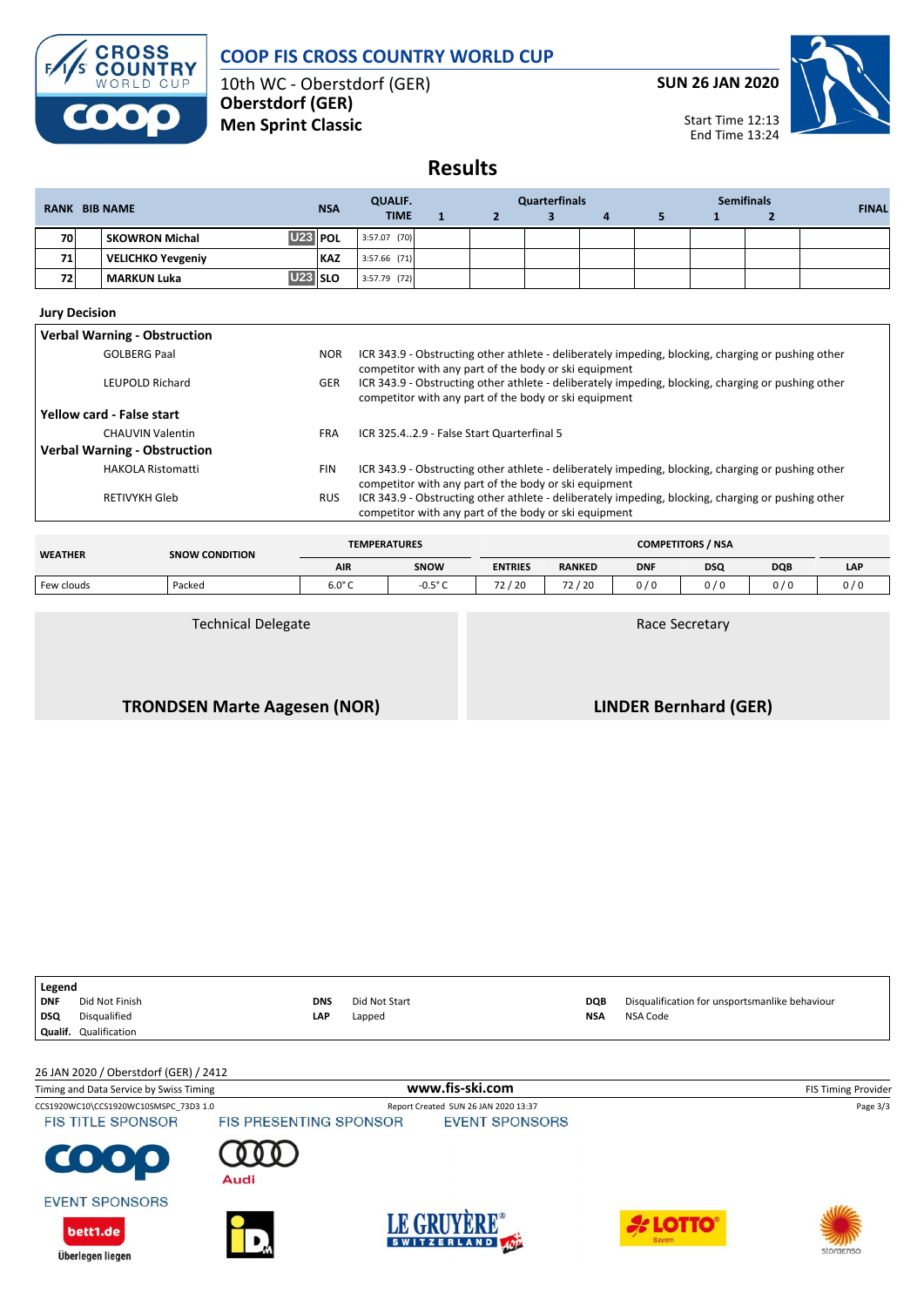# COOP FIS CROSS COUNTRY WORLD CUP

10th WC - Oberstdorf (GER)

**Oberstdorf (GER)**

**Men Sprint Classic**

**SUN 26 JAN 2020**

Start Time 12:13
End Time 13:24

## Results

| RANK | BIB | NAME | | NSA | QUALIF. TIME | Quarterfinals 1 | 2 | 3 | 4 | 5 | Semifinals 1 | 2 | FINAL |
|---|---|---|---|---|---|---|---|---|---|---|---|---|---|
| 70 | | SKOWRON Michal | U23 | POL | 3:57.07 (70) | | | | | | | | |
| 71 | | VELICHKO Yevgeniy | | KAZ | 3:57.66 (71) | | | | | | | | |
| 72 | | MARKUN Luka | U23 | SLO | 3:57.79 (72) | | | | | | | | |

### Jury Decision

**Verbal Warning - Obstruction**

| Name | NSA | Reason |
|---|---|---|
| GOLBERG Paal | NOR | ICR 343.9 - Obstructing other athlete - deliberately impeding, blocking, charging or pushing other competitor with any part of the body or ski equipment |
| LEUPOLD Richard | GER | ICR 343.9 - Obstructing other athlete - deliberately impeding, blocking, charging or pushing other competitor with any part of the body or ski equipment |

**Yellow card - False start**

| Name | NSA | Reason |
|---|---|---|
| CHAUVIN Valentin | FRA | ICR 325.4..2.9 - False Start Quarterfinal 5 |

**Verbal Warning - Obstruction**

| Name | NSA | Reason |
|---|---|---|
| HAKOLA Ristomatti | FIN | ICR 343.9 - Obstructing other athlete - deliberately impeding, blocking, charging or pushing other competitor with any part of the body or ski equipment |
| RETIVYKH Gleb | RUS | ICR 343.9 - Obstructing other athlete - deliberately impeding, blocking, charging or pushing other competitor with any part of the body or ski equipment |

| WEATHER | SNOW CONDITION | TEMPERATURES AIR | SNOW | COMPETITORS / NSA ENTRIES | RANKED | DNF | DSQ | DQB | LAP |
|---|---|---|---|---|---|---|---|---|---|
| Few clouds | Packed | 6.0° C | -0.5° C | 72 / 20 | 72 / 20 | 0 / 0 | 0 / 0 | 0 / 0 | 0 / 0 |

| Technical Delegate | Race Secretary |
|---|---|
| **TRONDSEN Marte Aagesen (NOR)** | **LINDER Bernhard (GER)** |

**Legend**

| | | | | | |
|---|---|---|---|---|---|
| **DNF** | Did Not Finish | **DNS** | Did Not Start | **DQB** | Disqualification for unsportsmanlike behaviour |
| **DSQ** | Disqualified | **LAP** | Lapped | **NSA** | NSA Code |
| **Qualif.** | Qualification | | | | |

26 JAN 2020 / Oberstdorf (GER) / 2412

Timing and Data Service by Swiss Timing — www.fis-ski.com — FIS Timing Provider

CCS1920WC10\CCS1920WC10SMSPC_73D3 1.0 — Report Created SUN 26 JAN 2020 13:37

FIS TITLE SPONSOR — FIS PRESENTING SPONSOR — EVENT SPONSORS